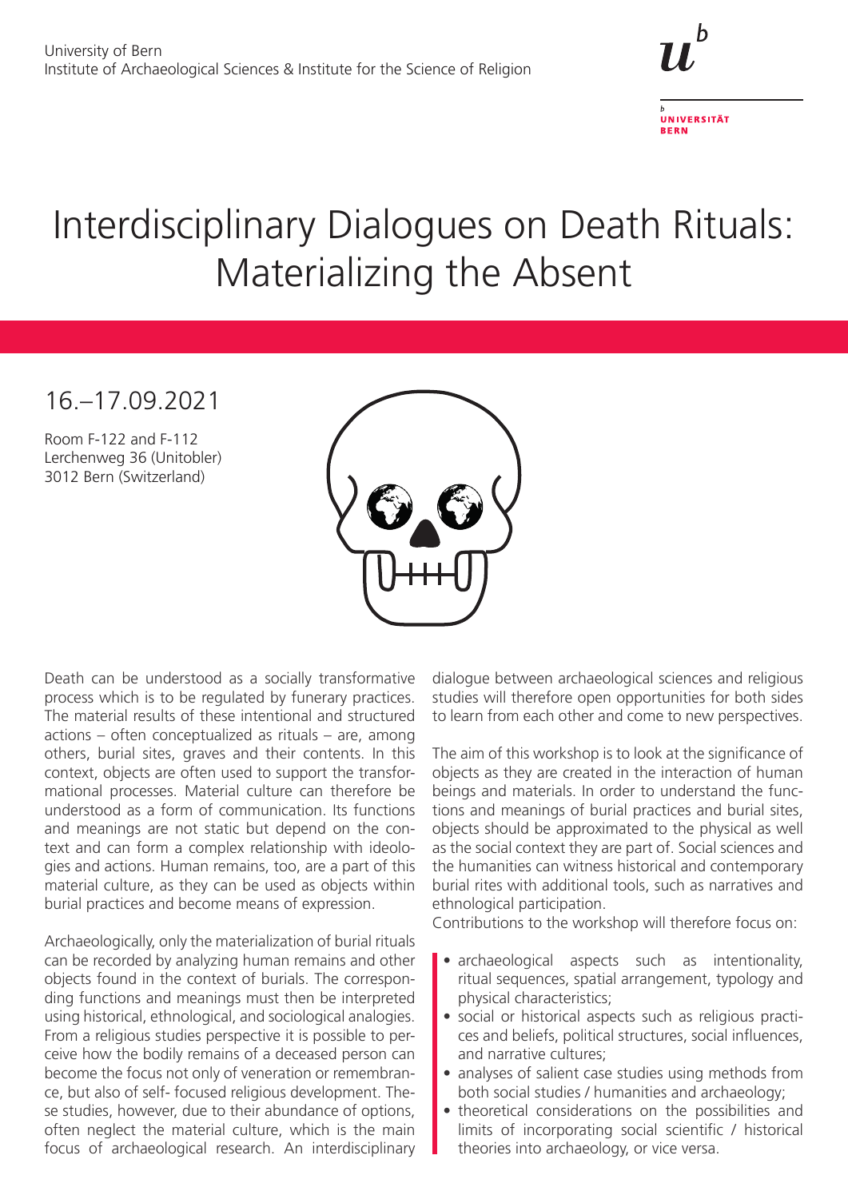University of Bern
Institute of Archaeological Sciences & Institute for the Science of Religion

UNIVERSITÄT BERN

# Interdisciplinary Dialogues on Death Rituals: Materializing the Absent

## 16.–17.09.2021

Room F-122 and F-112
Lerchenweg 36 (Unitobler)
3012 Bern (Switzerland)

Death can be understood as a socially transformative process which is to be regulated by funerary practices. The material results of these intentional and structured actions – often conceptualized as rituals – are, among others, burial sites, graves and their contents. In this context, objects are often used to support the transformational processes. Material culture can therefore be understood as a form of communication. Its functions and meanings are not static but depend on the context and can form a complex relationship with ideologies and actions. Human remains, too, are a part of this material culture, as they can be used as objects within burial practices and become means of expression.

Archaeologically, only the materialization of burial rituals can be recorded by analyzing human remains and other objects found in the context of burials. The corresponding functions and meanings must then be interpreted using historical, ethnological, and sociological analogies. From a religious studies perspective it is possible to perceive how the bodily remains of a deceased person can become the focus not only of veneration or remembrance, but also of self- focused religious development. These studies, however, due to their abundance of options, often neglect the material culture, which is the main focus of archaeological research. An interdisciplinary dialogue between archaeological sciences and religious studies will therefore open opportunities for both sides to learn from each other and come to new perspectives.

The aim of this workshop is to look at the significance of objects as they are created in the interaction of human beings and materials. In order to understand the functions and meanings of burial practices and burial sites, objects should be approximated to the physical as well as the social context they are part of. Social sciences and the humanities can witness historical and contemporary burial rites with additional tools, such as narratives and ethnological participation.

Contributions to the workshop will therefore focus on:

- archaeological aspects such as intentionality, ritual sequences, spatial arrangement, typology and physical characteristics;
- social or historical aspects such as religious practices and beliefs, political structures, social influences, and narrative cultures;
- analyses of salient case studies using methods from both social studies / humanities and archaeology;
- theoretical considerations on the possibilities and limits of incorporating social scientific / historical theories into archaeology, or vice versa.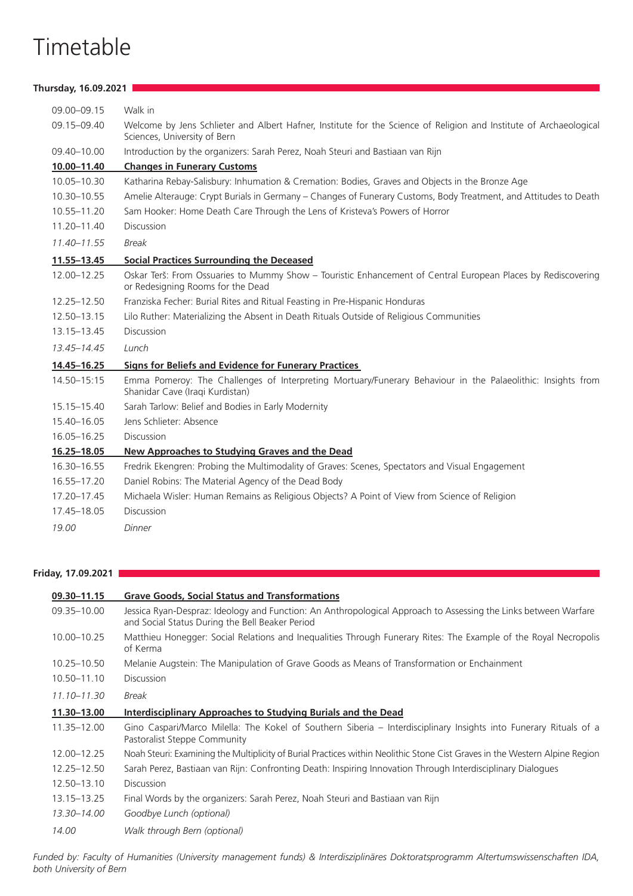# Timetable

**Thursday, 16.09.2021**

| | |
|---|---|
| 09.00–09.15 | Walk in |
| 09.15–09.40 | Welcome by Jens Schlieter and Albert Hafner, Institute for the Science of Religion and Institute of Archaeological Sciences, University of Bern |
| 09.40–10.00 | Introduction by the organizers: Sarah Perez, Noah Steuri and Bastiaan van Rijn |
| **10.00–11.40** | **Changes in Funerary Customs** |
| 10.05–10.30 | Katharina Rebay-Salisbury: Inhumation & Cremation: Bodies, Graves and Objects in the Bronze Age |
| 10.30–10.55 | Amelie Alterauge: Crypt Burials in Germany – Changes of Funerary Customs, Body Treatment, and Attitudes to Death |
| 10.55–11.20 | Sam Hooker: Home Death Care Through the Lens of Kristeva's Powers of Horror |
| 11.20–11.40 | Discussion |
| *11.40–11.55* | *Break* |
| **11.55–13.45** | **Social Practices Surrounding the Deceased** |
| 12.00–12.25 | Oskar Terš: From Ossuaries to Mummy Show – Touristic Enhancement of Central European Places by Rediscovering or Redesigning Rooms for the Dead |
| 12.25–12.50 | Franziska Fecher: Burial Rites and Ritual Feasting in Pre-Hispanic Honduras |
| 12.50–13.15 | Lilo Ruther: Materializing the Absent in Death Rituals Outside of Religious Communities |
| 13.15–13.45 | Discussion |
| *13.45–14.45* | *Lunch* |
| **14.45–16.25** | **Signs for Beliefs and Evidence for Funerary Practices** |
| 14.50–15:15 | Emma Pomeroy: The Challenges of Interpreting Mortuary/Funerary Behaviour in the Palaeolithic: Insights from Shanidar Cave (Iraqi Kurdistan) |
| 15.15–15.40 | Sarah Tarlow: Belief and Bodies in Early Modernity |
| 15.40–16.05 | Jens Schlieter: Absence |
| 16.05–16.25 | Discussion |
| **16.25–18.05** | **New Approaches to Studying Graves and the Dead** |
| 16.30–16.55 | Fredrik Ekengren: Probing the Multimodality of Graves: Scenes, Spectators and Visual Engagement |
| 16.55–17.20 | Daniel Robins: The Material Agency of the Dead Body |
| 17.20–17.45 | Michaela Wisler: Human Remains as Religious Objects? A Point of View from Science of Religion |
| 17.45–18.05 | Discussion |
| *19.00* | *Dinner* |

**Friday, 17.09.2021**

| | |
|---|---|
| **09.30–11.15** | **Grave Goods, Social Status and Transformations** |
| 09.35–10.00 | Jessica Ryan-Despraz: Ideology and Function: An Anthropological Approach to Assessing the Links between Warfare and Social Status During the Bell Beaker Period |
| 10.00–10.25 | Matthieu Honegger: Social Relations and Inequalities Through Funerary Rites: The Example of the Royal Necropolis of Kerma |
| 10.25–10.50 | Melanie Augstein: The Manipulation of Grave Goods as Means of Transformation or Enchainment |
| 10.50–11.10 | Discussion |
| *11.10–11.30* | *Break* |
| **11.30–13.00** | **Interdisciplinary Approaches to Studying Burials and the Dead** |
| 11.35–12.00 | Gino Caspari/Marco Milella: The Kokel of Southern Siberia – Interdisciplinary Insights into Funerary Rituals of a Pastoralist Steppe Community |
| 12.00–12.25 | Noah Steuri: Examining the Multiplicity of Burial Practices within Neolithic Stone Cist Graves in the Western Alpine Region |
| 12.25–12.50 | Sarah Perez, Bastiaan van Rijn: Confronting Death: Inspiring Innovation Through Interdisciplinary Dialogues |
| 12.50–13.10 | Discussion |
| 13.15–13.25 | Final Words by the organizers: Sarah Perez, Noah Steuri and Bastiaan van Rijn |
| *13.30–14.00* | *Goodbye Lunch (optional)* |
| *14.00* | *Walk through Bern (optional)* |

*Funded by: Faculty of Humanities (University management funds) & Interdisziplinäres Doktoratsprogramm Altertumswissenschaften IDA, both University of Bern*